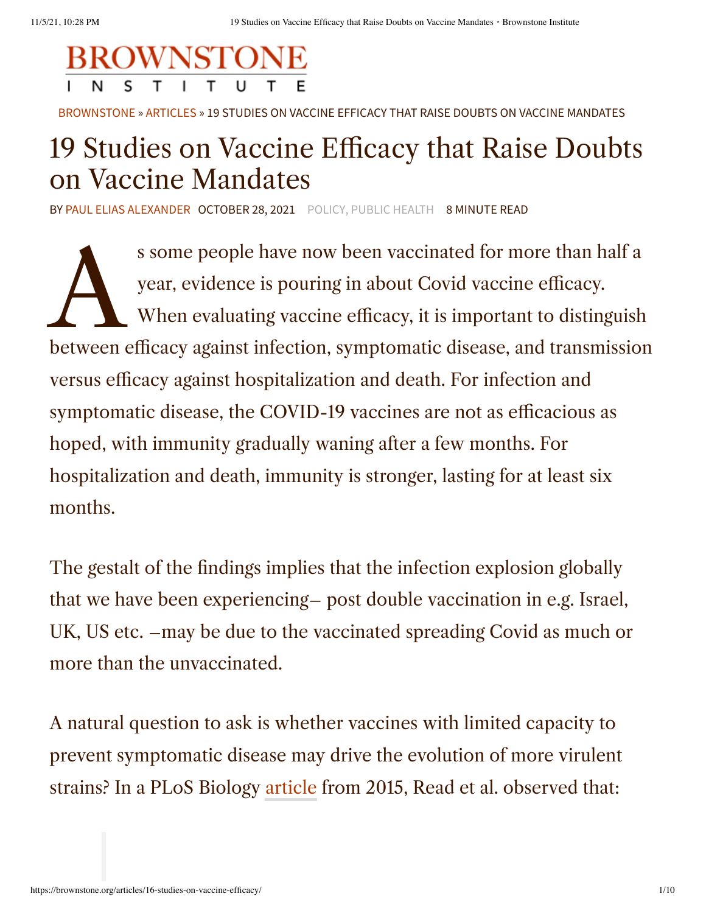BROWNSTONE INSTITUTE

BROWNSTONE » ARTICLES » 19 STUDIES ON VACCINE EFFICACY THAT RAISE DOUBTS ON VACCINE MANDATES

# 19 Studies on Vaccine Efficacy that Raise Doubts on Vaccine Mandates

BY PAUL ELIAS ALEXANDER OCTOBER 28, 2021 POLICY, PUBLIC HEALTH 8 MINUTE READ

As some people have now been vaccinated for more than half a year, evidence is pouring in about Covid vaccine efficacy. When evaluating vaccine efficacy, it is important to distinguish between efficacy against infection, symptomatic disease, and transmission versus efficacy against hospitalization and death. For infection and symptomatic disease, the COVID-19 vaccines are not as efficacious as hoped, with immunity gradually waning after a few months. For hospitalization and death, immunity is stronger, lasting for at least six months.

The gestalt of the findings implies that the infection explosion globally that we have been experiencing– post double vaccination in e.g. Israel, UK, US etc. –may be due to the vaccinated spreading Covid as much or more than the unvaccinated.

A natural question to ask is whether vaccines with limited capacity to prevent symptomatic disease may drive the evolution of more virulent strains? In a PLoS Biology article from 2015, Read et al. observed that: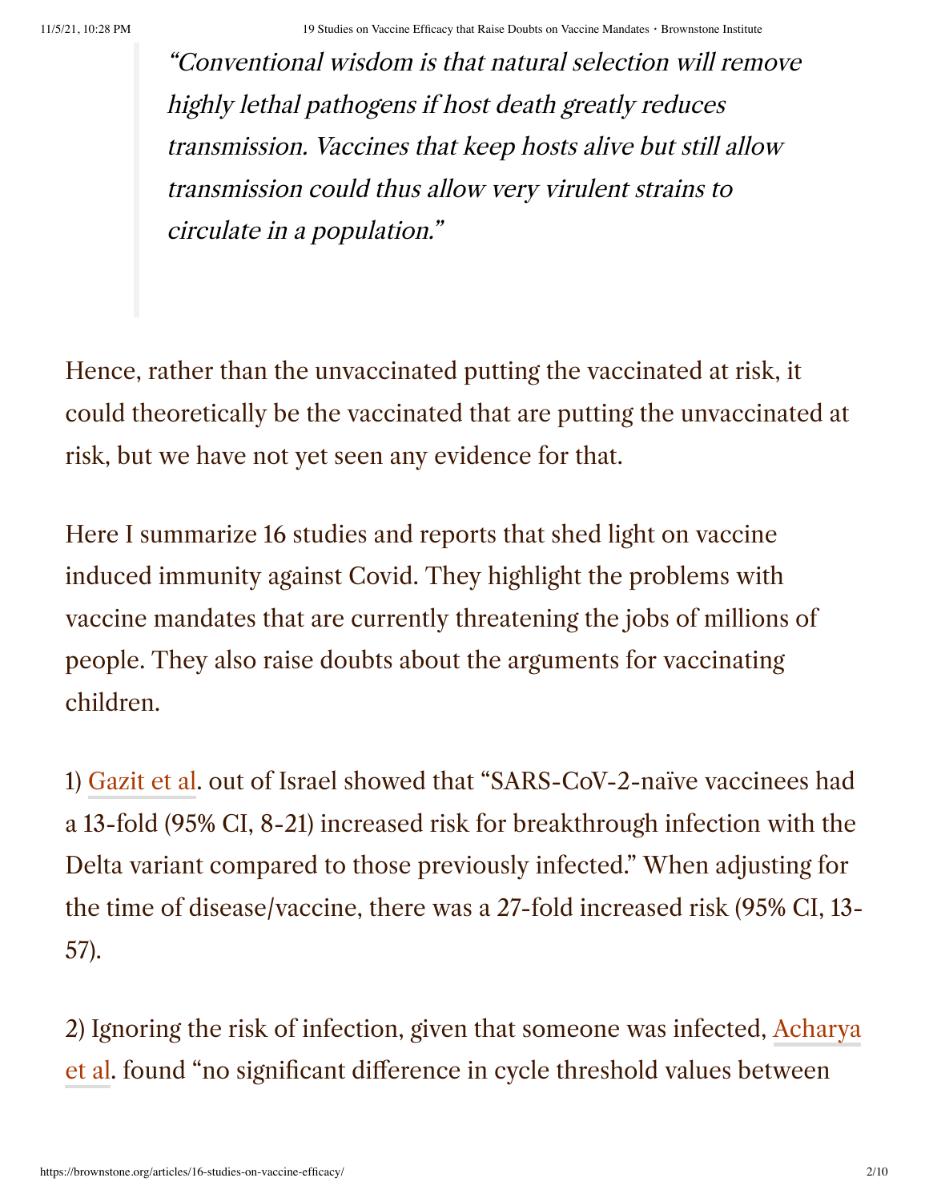> *"Conventional wisdom is that natural selection will remove highly lethal pathogens if host death greatly reduces transmission. Vaccines that keep hosts alive but still allow transmission could thus allow very virulent strains to circulate in a population."*

Hence, rather than the unvaccinated putting the vaccinated at risk, it could theoretically be the vaccinated that are putting the unvaccinated at risk, but we have not yet seen any evidence for that.

Here I summarize 16 studies and reports that shed light on vaccine induced immunity against Covid. They highlight the problems with vaccine mandates that are currently threatening the jobs of millions of people. They also raise doubts about the arguments for vaccinating children.

1) Gazit et al. out of Israel showed that "SARS-CoV-2-naïve vaccinees had a 13-fold (95% CI, 8-21) increased risk for breakthrough infection with the Delta variant compared to those previously infected." When adjusting for the time of disease/vaccine, there was a 27-fold increased risk (95% CI, 13-57).

2) Ignoring the risk of infection, given that someone was infected, Acharya et al. found "no significant difference in cycle threshold values between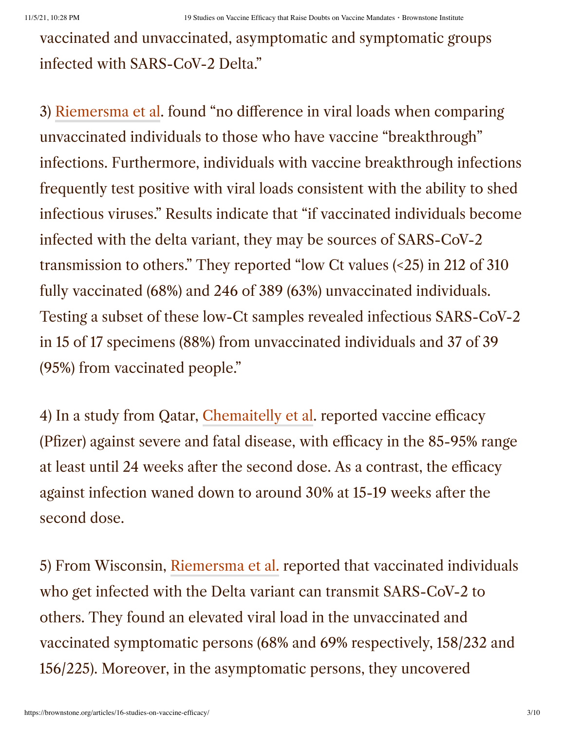vaccinated and unvaccinated, asymptomatic and symptomatic groups infected with SARS-CoV-2 Delta."

3) Riemersma et al. found "no difference in viral loads when comparing unvaccinated individuals to those who have vaccine "breakthrough" infections. Furthermore, individuals with vaccine breakthrough infections frequently test positive with viral loads consistent with the ability to shed infectious viruses." Results indicate that "if vaccinated individuals become infected with the delta variant, they may be sources of SARS-CoV-2 transmission to others." They reported "low Ct values (<25) in 212 of 310 fully vaccinated (68%) and 246 of 389 (63%) unvaccinated individuals. Testing a subset of these low-Ct samples revealed infectious SARS-CoV-2 in 15 of 17 specimens (88%) from unvaccinated individuals and 37 of 39 (95%) from vaccinated people."

4) In a study from Qatar, Chemaitelly et al. reported vaccine efficacy (Pfizer) against severe and fatal disease, with efficacy in the 85-95% range at least until 24 weeks after the second dose. As a contrast, the efficacy against infection waned down to around 30% at 15-19 weeks after the second dose.

5) From Wisconsin, Riemersma et al. reported that vaccinated individuals who get infected with the Delta variant can transmit SARS-CoV-2 to others. They found an elevated viral load in the unvaccinated and vaccinated symptomatic persons (68% and 69% respectively, 158/232 and 156/225). Moreover, in the asymptomatic persons, they uncovered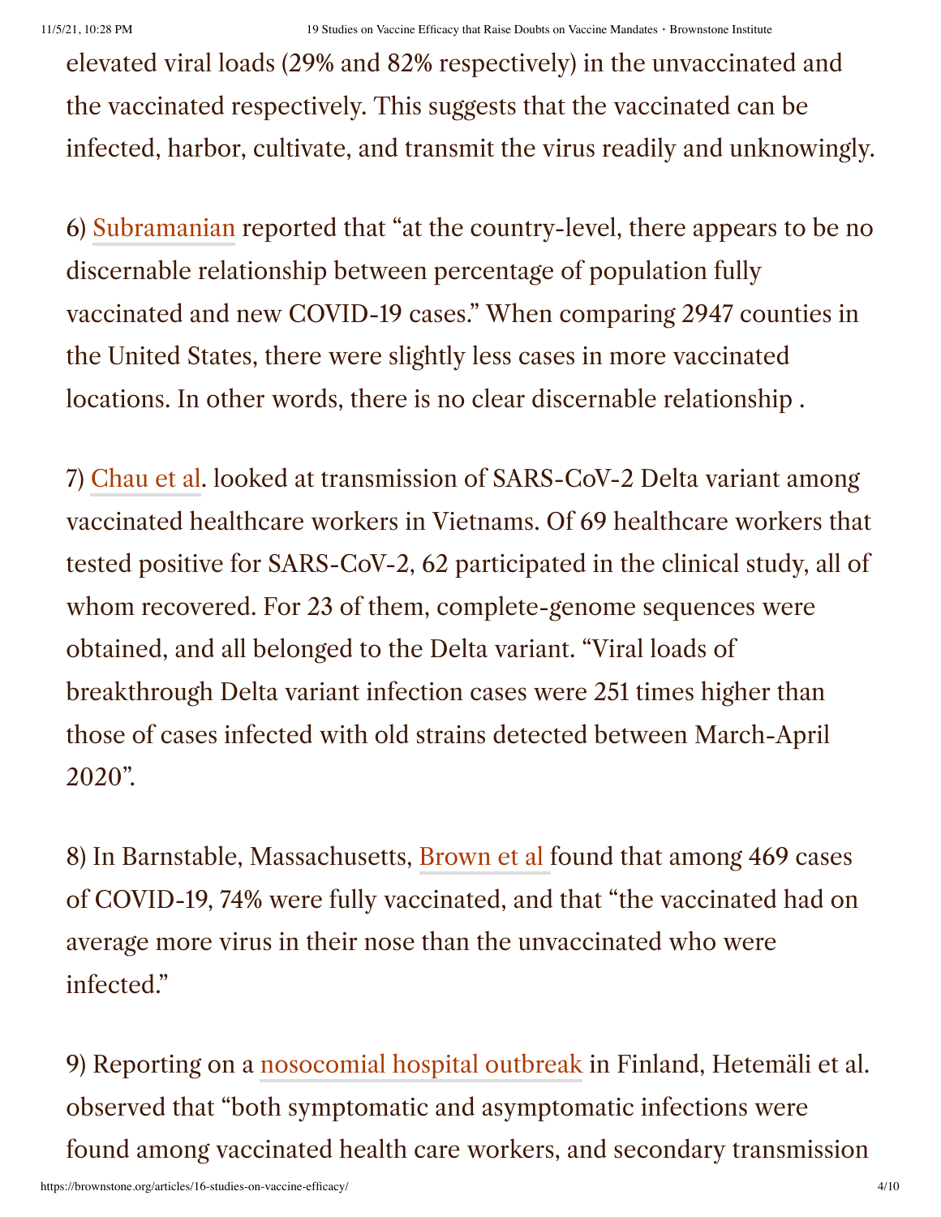elevated viral loads (29% and 82% respectively) in the unvaccinated and the vaccinated respectively. This suggests that the vaccinated can be infected, harbor, cultivate, and transmit the virus readily and unknowingly.

6) Subramanian reported that "at the country-level, there appears to be no discernable relationship between percentage of population fully vaccinated and new COVID-19 cases." When comparing 2947 counties in the United States, there were slightly less cases in more vaccinated locations. In other words, there is no clear discernable relationship .

7) Chau et al. looked at transmission of SARS-CoV-2 Delta variant among vaccinated healthcare workers in Vietnams. Of 69 healthcare workers that tested positive for SARS-CoV-2, 62 participated in the clinical study, all of whom recovered. For 23 of them, complete-genome sequences were obtained, and all belonged to the Delta variant. "Viral loads of breakthrough Delta variant infection cases were 251 times higher than those of cases infected with old strains detected between March-April 2020".

8) In Barnstable, Massachusetts, Brown et al found that among 469 cases of COVID-19, 74% were fully vaccinated, and that "the vaccinated had on average more virus in their nose than the unvaccinated who were infected."

9) Reporting on a nosocomial hospital outbreak in Finland, Hetemäli et al. observed that "both symptomatic and asymptomatic infections were found among vaccinated health care workers, and secondary transmission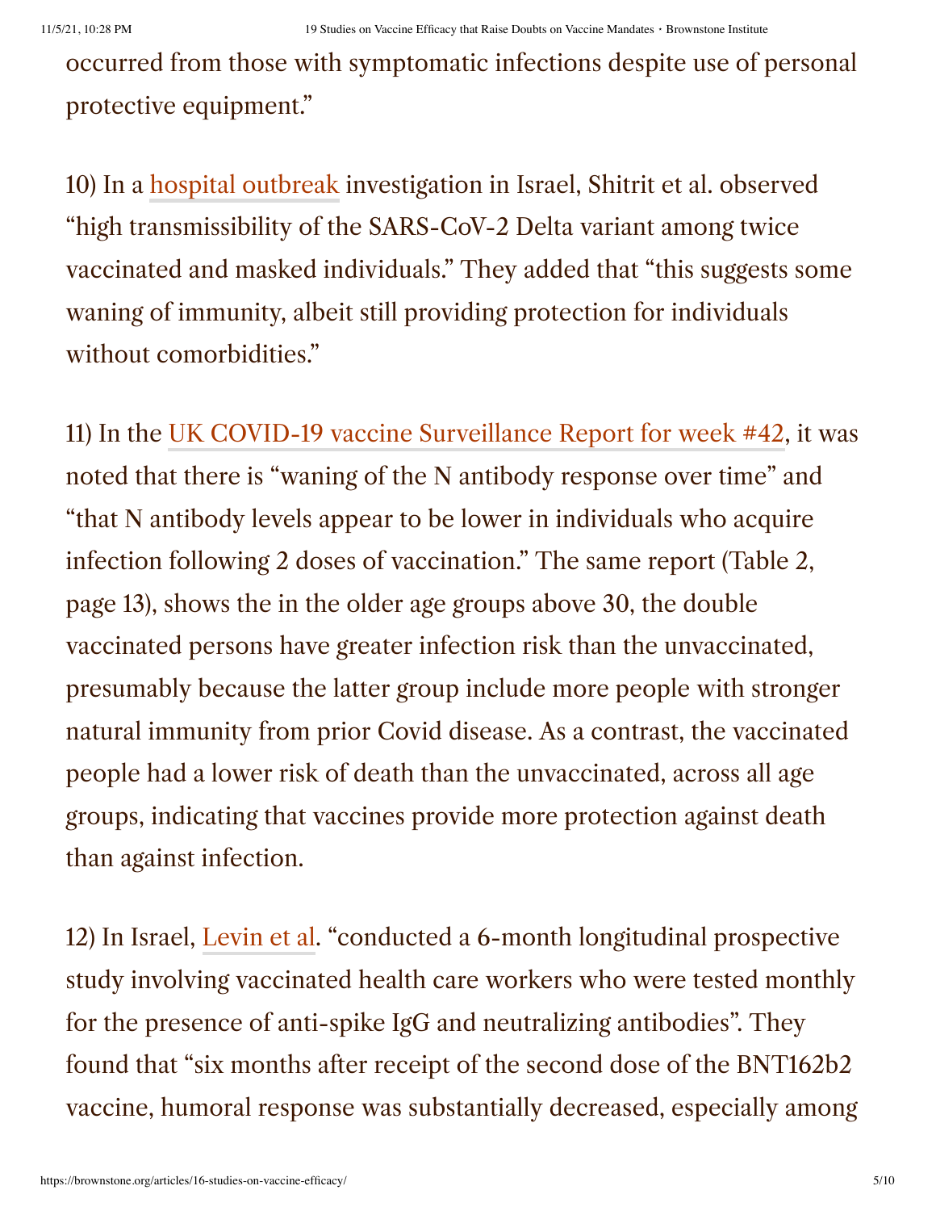occurred from those with symptomatic infections despite use of personal protective equipment."

10) In a hospital outbreak investigation in Israel, Shitrit et al. observed "high transmissibility of the SARS-CoV-2 Delta variant among twice vaccinated and masked individuals." They added that "this suggests some waning of immunity, albeit still providing protection for individuals without comorbidities."

11) In the UK COVID-19 vaccine Surveillance Report for week #42, it was noted that there is "waning of the N antibody response over time" and "that N antibody levels appear to be lower in individuals who acquire infection following 2 doses of vaccination." The same report (Table 2, page 13), shows the in the older age groups above 30, the double vaccinated persons have greater infection risk than the unvaccinated, presumably because the latter group include more people with stronger natural immunity from prior Covid disease. As a contrast, the vaccinated people had a lower risk of death than the unvaccinated, across all age groups, indicating that vaccines provide more protection against death than against infection.

12) In Israel, Levin et al. "conducted a 6-month longitudinal prospective study involving vaccinated health care workers who were tested monthly for the presence of anti-spike IgG and neutralizing antibodies". They found that "six months after receipt of the second dose of the BNT162b2 vaccine, humoral response was substantially decreased, especially among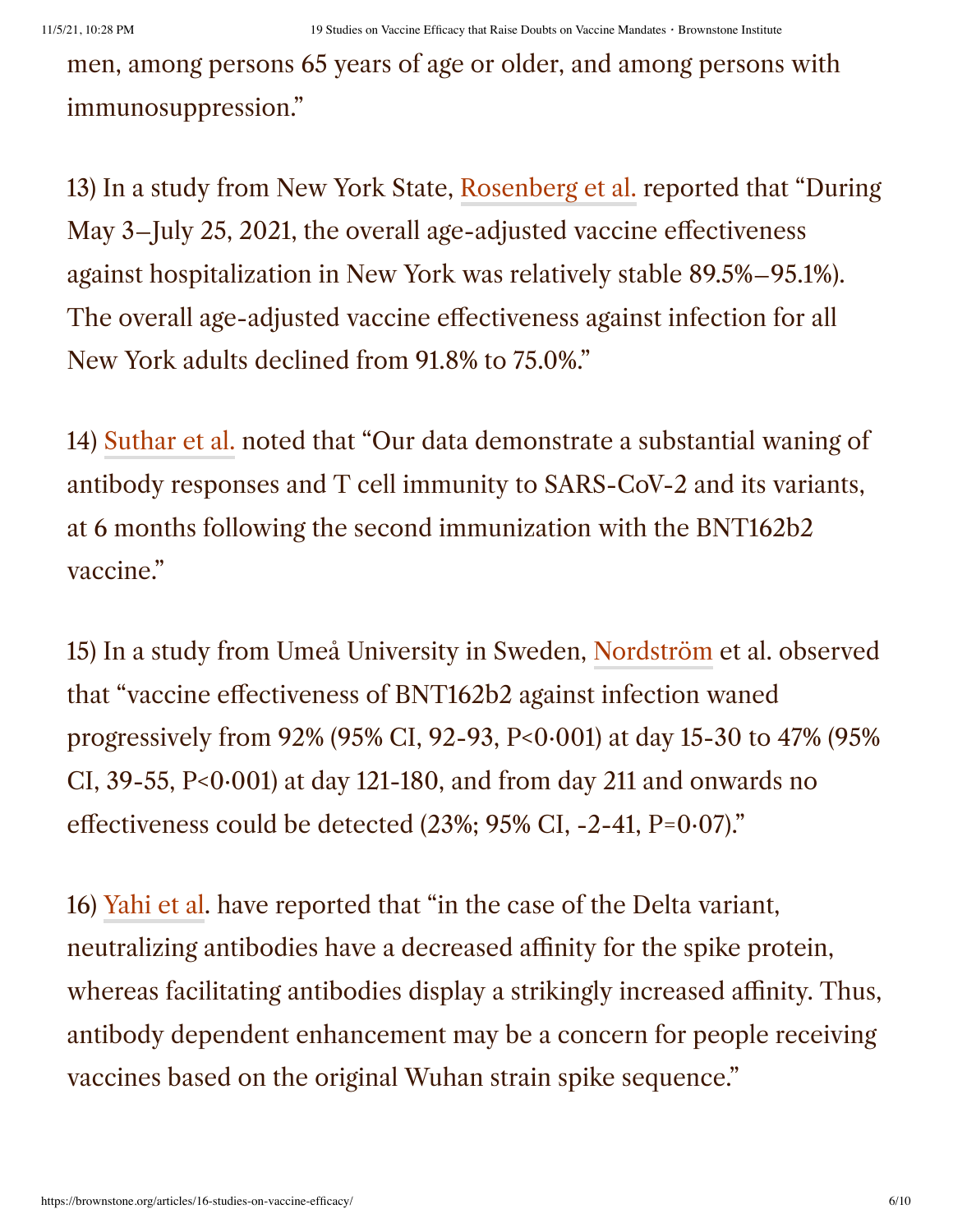men, among persons 65 years of age or older, and among persons with immunosuppression."

13) In a study from New York State, Rosenberg et al. reported that "During May 3–July 25, 2021, the overall age-adjusted vaccine effectiveness against hospitalization in New York was relatively stable 89.5%–95.1%). The overall age-adjusted vaccine effectiveness against infection for all New York adults declined from 91.8% to 75.0%."

14) Suthar et al. noted that "Our data demonstrate a substantial waning of antibody responses and T cell immunity to SARS-CoV-2 and its variants, at 6 months following the second immunization with the BNT162b2 vaccine."

15) In a study from Umeå University in Sweden, Nordström et al. observed that "vaccine effectiveness of BNT162b2 against infection waned progressively from 92% (95% CI, 92-93, P<0·001) at day 15-30 to 47% (95% CI, 39-55, P<0·001) at day 121-180, and from day 211 and onwards no effectiveness could be detected (23%; 95% CI, -2-41, P=0·07)."

16) Yahi et al. have reported that "in the case of the Delta variant, neutralizing antibodies have a decreased affinity for the spike protein, whereas facilitating antibodies display a strikingly increased affinity. Thus, antibody dependent enhancement may be a concern for people receiving vaccines based on the original Wuhan strain spike sequence."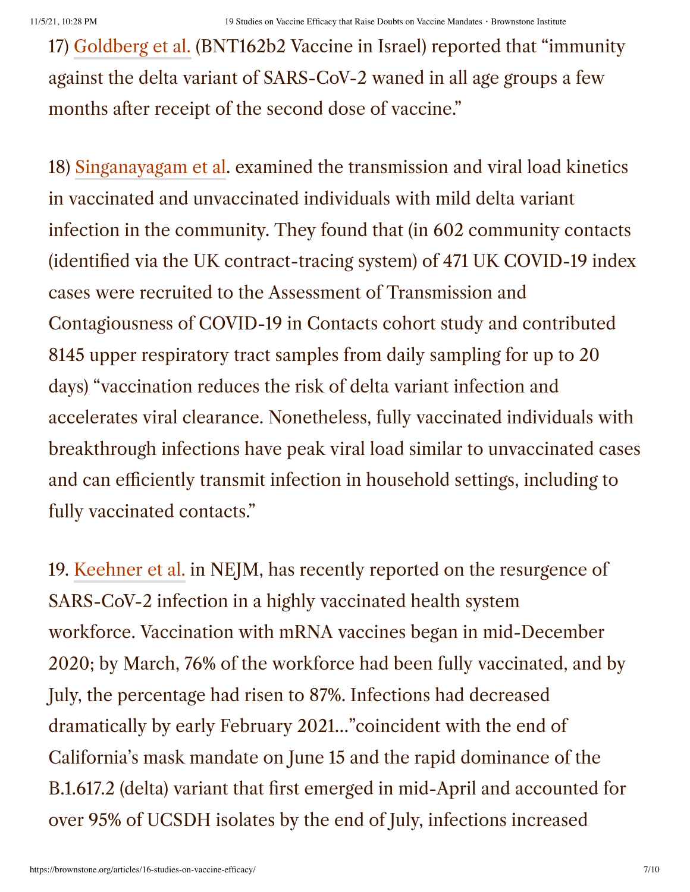17) Goldberg et al. (BNT162b2 Vaccine in Israel) reported that "immunity against the delta variant of SARS-CoV-2 waned in all age groups a few months after receipt of the second dose of vaccine."

18) Singanayagam et al. examined the transmission and viral load kinetics in vaccinated and unvaccinated individuals with mild delta variant infection in the community. They found that (in 602 community contacts (identified via the UK contract-tracing system) of 471 UK COVID-19 index cases were recruited to the Assessment of Transmission and Contagiousness of COVID-19 in Contacts cohort study and contributed 8145 upper respiratory tract samples from daily sampling for up to 20 days) "vaccination reduces the risk of delta variant infection and accelerates viral clearance. Nonetheless, fully vaccinated individuals with breakthrough infections have peak viral load similar to unvaccinated cases and can efficiently transmit infection in household settings, including to fully vaccinated contacts."

19. Keehner et al. in NEJM, has recently reported on the resurgence of SARS-CoV-2 infection in a highly vaccinated health system workforce. Vaccination with mRNA vaccines began in mid-December 2020; by March, 76% of the workforce had been fully vaccinated, and by July, the percentage had risen to 87%. Infections had decreased dramatically by early February 2021…"coincident with the end of California's mask mandate on June 15 and the rapid dominance of the B.1.617.2 (delta) variant that first emerged in mid-April and accounted for over 95% of UCSDH isolates by the end of July, infections increased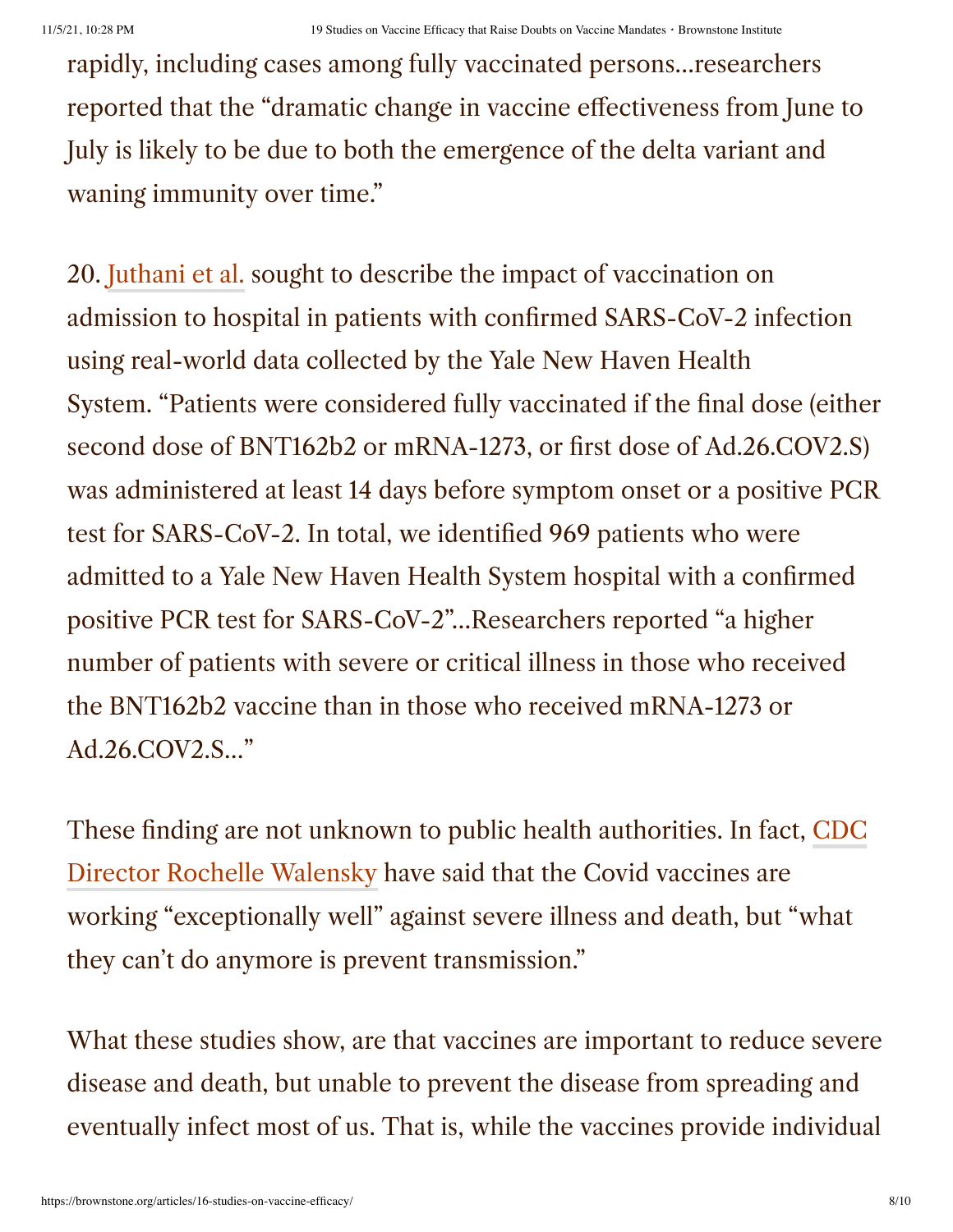rapidly, including cases among fully vaccinated persons…researchers reported that the "dramatic change in vaccine effectiveness from June to July is likely to be due to both the emergence of the delta variant and waning immunity over time."

20. Juthani et al. sought to describe the impact of vaccination on admission to hospital in patients with confirmed SARS-CoV-2 infection using real-world data collected by the Yale New Haven Health System. "Patients were considered fully vaccinated if the final dose (either second dose of BNT162b2 or mRNA-1273, or first dose of Ad.26.COV2.S) was administered at least 14 days before symptom onset or a positive PCR test for SARS-CoV-2. In total, we identified 969 patients who were admitted to a Yale New Haven Health System hospital with a confirmed positive PCR test for SARS-CoV-2"…Researchers reported "a higher number of patients with severe or critical illness in those who received the BNT162b2 vaccine than in those who received mRNA-1273 or Ad.26.COV2.S…"

These finding are not unknown to public health authorities. In fact, CDC Director Rochelle Walensky have said that the Covid vaccines are working "exceptionally well" against severe illness and death, but "what they can't do anymore is prevent transmission."

What these studies show, are that vaccines are important to reduce severe disease and death, but unable to prevent the disease from spreading and eventually infect most of us. That is, while the vaccines provide individual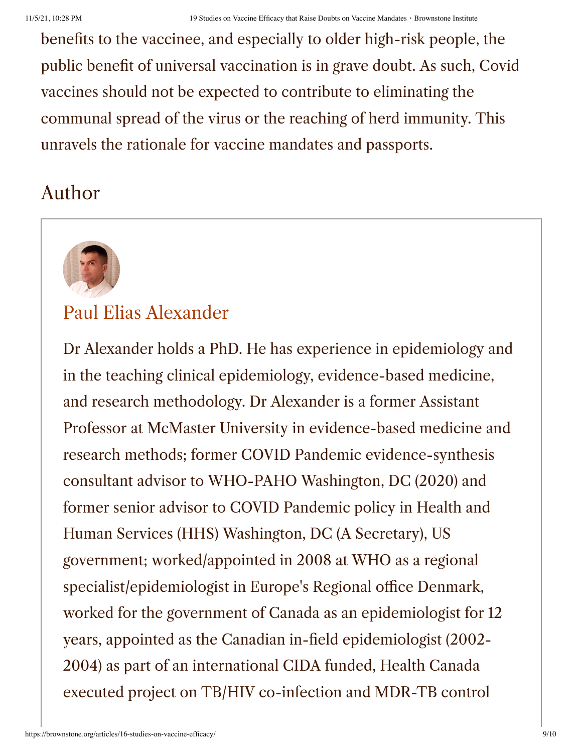benefits to the vaccinee, and especially to older high-risk people, the public benefit of universal vaccination is in grave doubt. As such, Covid vaccines should not be expected to contribute to eliminating the communal spread of the virus or the reaching of herd immunity. This unravels the rationale for vaccine mandates and passports.

## Author

### Paul Elias Alexander

Dr Alexander holds a PhD. He has experience in epidemiology and in the teaching clinical epidemiology, evidence-based medicine, and research methodology. Dr Alexander is a former Assistant Professor at McMaster University in evidence-based medicine and research methods; former COVID Pandemic evidence-synthesis consultant advisor to WHO-PAHO Washington, DC (2020) and former senior advisor to COVID Pandemic policy in Health and Human Services (HHS) Washington, DC (A Secretary), US government; worked/appointed in 2008 at WHO as a regional specialist/epidemiologist in Europe's Regional office Denmark, worked for the government of Canada as an epidemiologist for 12 years, appointed as the Canadian in-field epidemiologist (2002-2004) as part of an international CIDA funded, Health Canada executed project on TB/HIV co-infection and MDR-TB control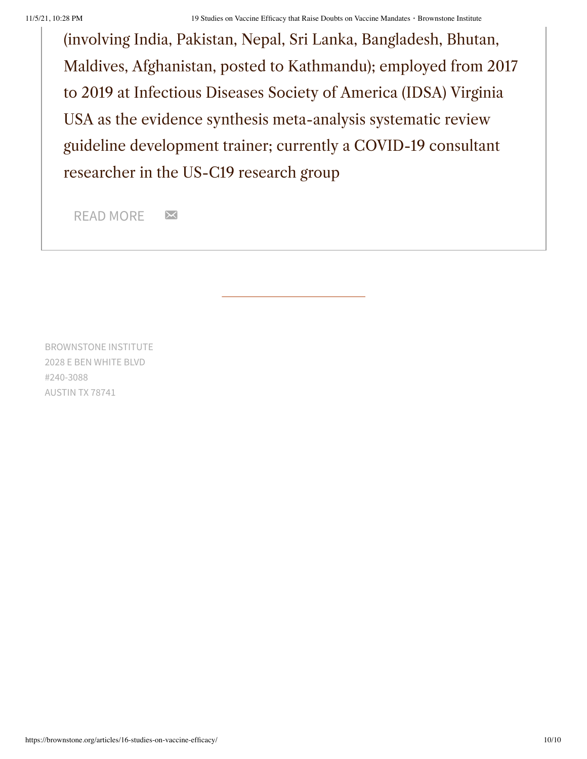(involving India, Pakistan, Nepal, Sri Lanka, Bangladesh, Bhutan, Maldives, Afghanistan, posted to Kathmandu); employed from 2017 to 2019 at Infectious Diseases Society of America (IDSA) Virginia USA as the evidence synthesis meta-analysis systematic review guideline development trainer; currently a COVID-19 consultant researcher in the US-C19 research group

READ MORE ✉

BROWNSTONE INSTITUTE
2028 E BEN WHITE BLVD
#240-3088
AUSTIN TX 78741